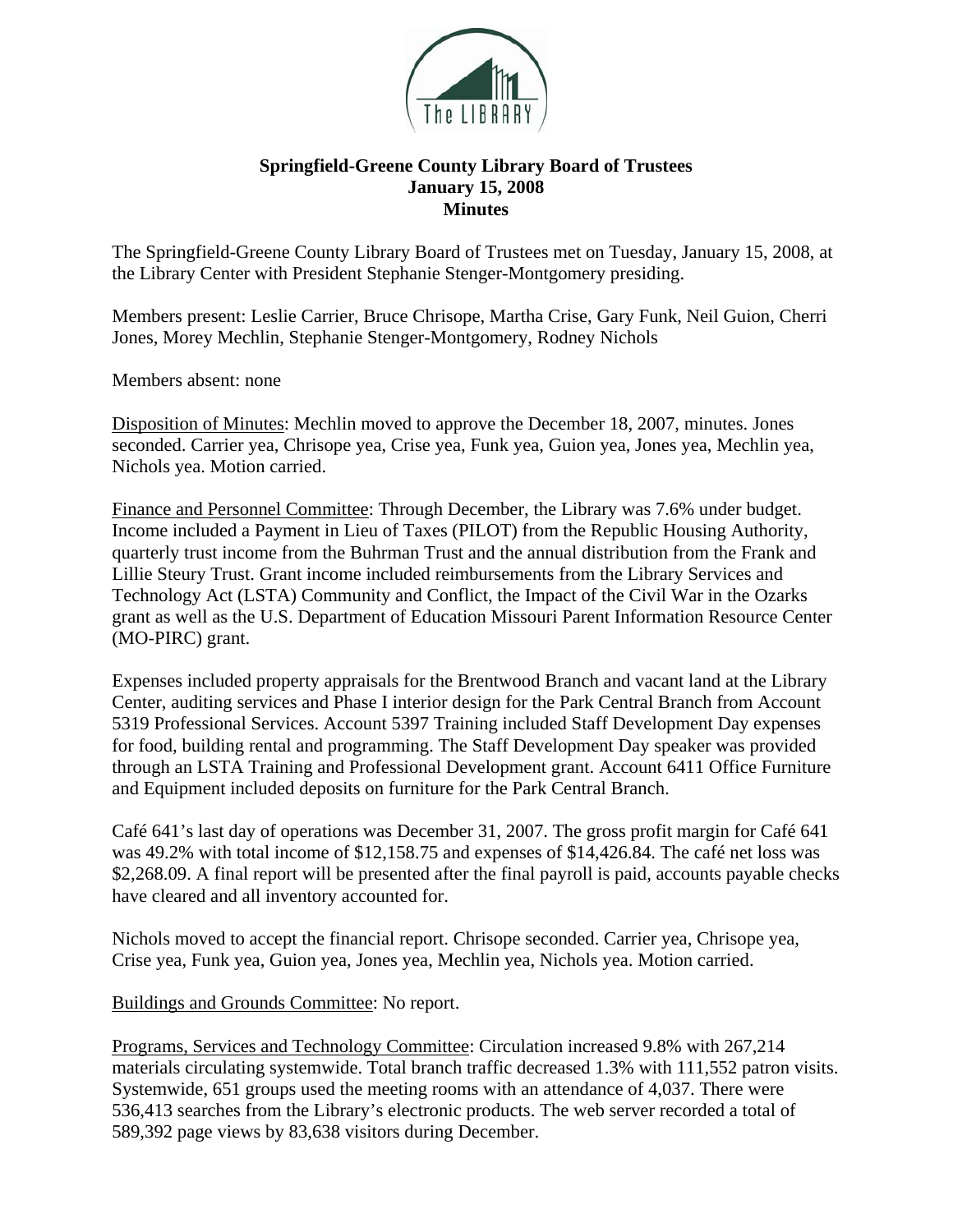# Springfield-Greene County Library Board of Trustees
## January 15, 2008
## Minutes

The Springfield-Greene County Library Board of Trustees met on Tuesday, January 15, 2008, at the Library Center with President Stephanie Stenger-Montgomery presiding.

Members present: Leslie Carrier, Bruce Chrisope, Martha Crise, Gary Funk, Neil Guion, Cherri Jones, Morey Mechlin, Stephanie Stenger-Montgomery, Rodney Nichols

Members absent: none

Disposition of Minutes: Mechlin moved to approve the December 18, 2007, minutes. Jones seconded. Carrier yea, Chrisope yea, Crise yea, Funk yea, Guion yea, Jones yea, Mechlin yea, Nichols yea. Motion carried.

Finance and Personnel Committee: Through December, the Library was 7.6% under budget. Income included a Payment in Lieu of Taxes (PILOT) from the Republic Housing Authority, quarterly trust income from the Buhrman Trust and the annual distribution from the Frank and Lillie Steury Trust. Grant income included reimbursements from the Library Services and Technology Act (LSTA) Community and Conflict, the Impact of the Civil War in the Ozarks grant as well as the U.S. Department of Education Missouri Parent Information Resource Center (MO-PIRC) grant.

Expenses included property appraisals for the Brentwood Branch and vacant land at the Library Center, auditing services and Phase I interior design for the Park Central Branch from Account 5319 Professional Services. Account 5397 Training included Staff Development Day expenses for food, building rental and programming. The Staff Development Day speaker was provided through an LSTA Training and Professional Development grant. Account 6411 Office Furniture and Equipment included deposits on furniture for the Park Central Branch.

Café 641's last day of operations was December 31, 2007. The gross profit margin for Café 641 was 49.2% with total income of $12,158.75 and expenses of $14,426.84. The café net loss was $2,268.09. A final report will be presented after the final payroll is paid, accounts payable checks have cleared and all inventory accounted for.

Nichols moved to accept the financial report. Chrisope seconded. Carrier yea, Chrisope yea, Crise yea, Funk yea, Guion yea, Jones yea, Mechlin yea, Nichols yea. Motion carried.

Buildings and Grounds Committee: No report.

Programs, Services and Technology Committee: Circulation increased 9.8% with 267,214 materials circulating systemwide. Total branch traffic decreased 1.3% with 111,552 patron visits. Systemwide, 651 groups used the meeting rooms with an attendance of 4,037. There were 536,413 searches from the Library's electronic products. The web server recorded a total of 589,392 page views by 83,638 visitors during December.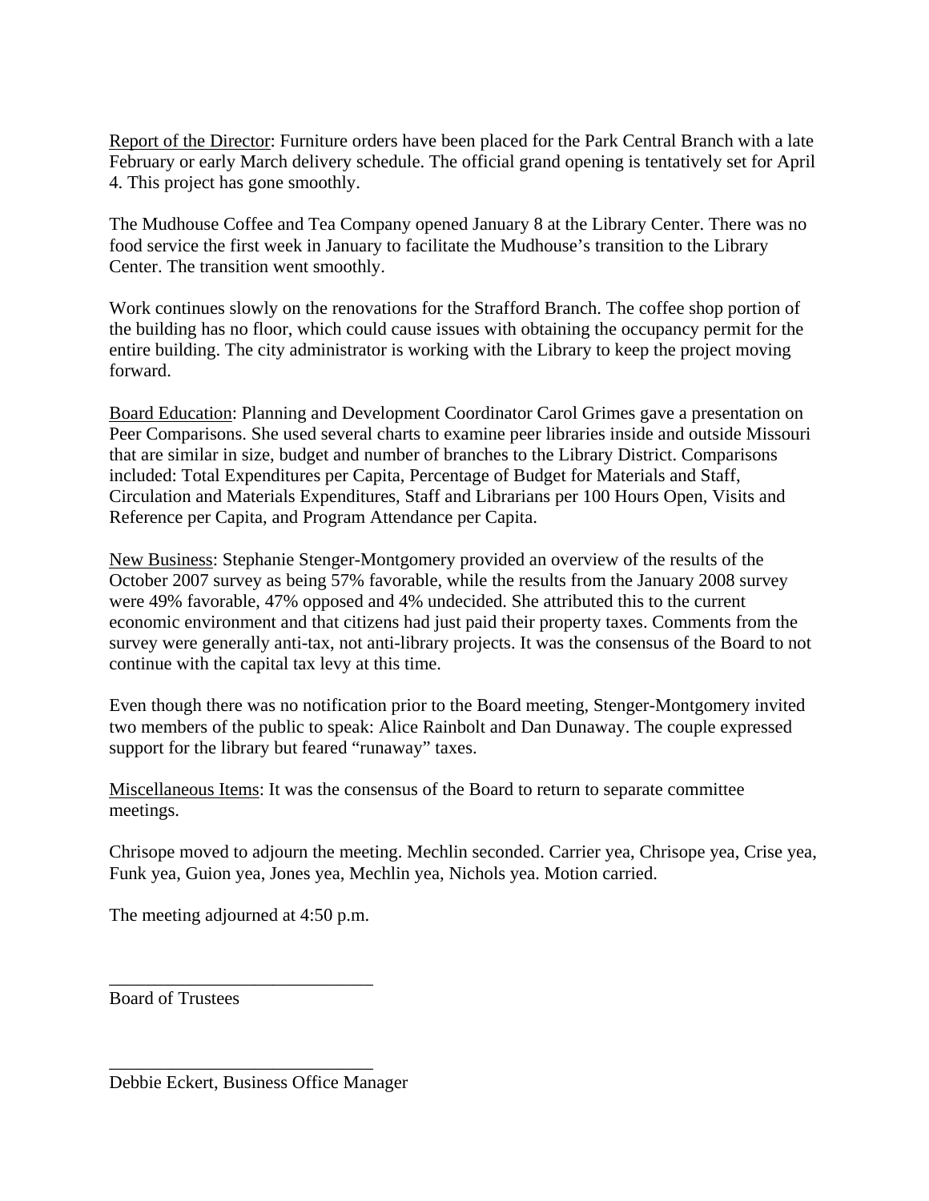Report of the Director: Furniture orders have been placed for the Park Central Branch with a late February or early March delivery schedule. The official grand opening is tentatively set for April 4. This project has gone smoothly.

The Mudhouse Coffee and Tea Company opened January 8 at the Library Center. There was no food service the first week in January to facilitate the Mudhouse's transition to the Library Center. The transition went smoothly.

Work continues slowly on the renovations for the Strafford Branch. The coffee shop portion of the building has no floor, which could cause issues with obtaining the occupancy permit for the entire building. The city administrator is working with the Library to keep the project moving forward.

Board Education: Planning and Development Coordinator Carol Grimes gave a presentation on Peer Comparisons. She used several charts to examine peer libraries inside and outside Missouri that are similar in size, budget and number of branches to the Library District. Comparisons included: Total Expenditures per Capita, Percentage of Budget for Materials and Staff, Circulation and Materials Expenditures, Staff and Librarians per 100 Hours Open, Visits and Reference per Capita, and Program Attendance per Capita.

New Business: Stephanie Stenger-Montgomery provided an overview of the results of the October 2007 survey as being 57% favorable, while the results from the January 2008 survey were 49% favorable, 47% opposed and 4% undecided. She attributed this to the current economic environment and that citizens had just paid their property taxes. Comments from the survey were generally anti-tax, not anti-library projects. It was the consensus of the Board to not continue with the capital tax levy at this time.

Even though there was no notification prior to the Board meeting, Stenger-Montgomery invited two members of the public to speak: Alice Rainbolt and Dan Dunaway. The couple expressed support for the library but feared "runaway" taxes.

Miscellaneous Items: It was the consensus of the Board to return to separate committee meetings.

Chrisope moved to adjourn the meeting. Mechlin seconded. Carrier yea, Chrisope yea, Crise yea, Funk yea, Guion yea, Jones yea, Mechlin yea, Nichols yea. Motion carried.

The meeting adjourned at 4:50 p.m.

______________________________

Board of Trustees

______________________________

Debbie Eckert, Business Office Manager